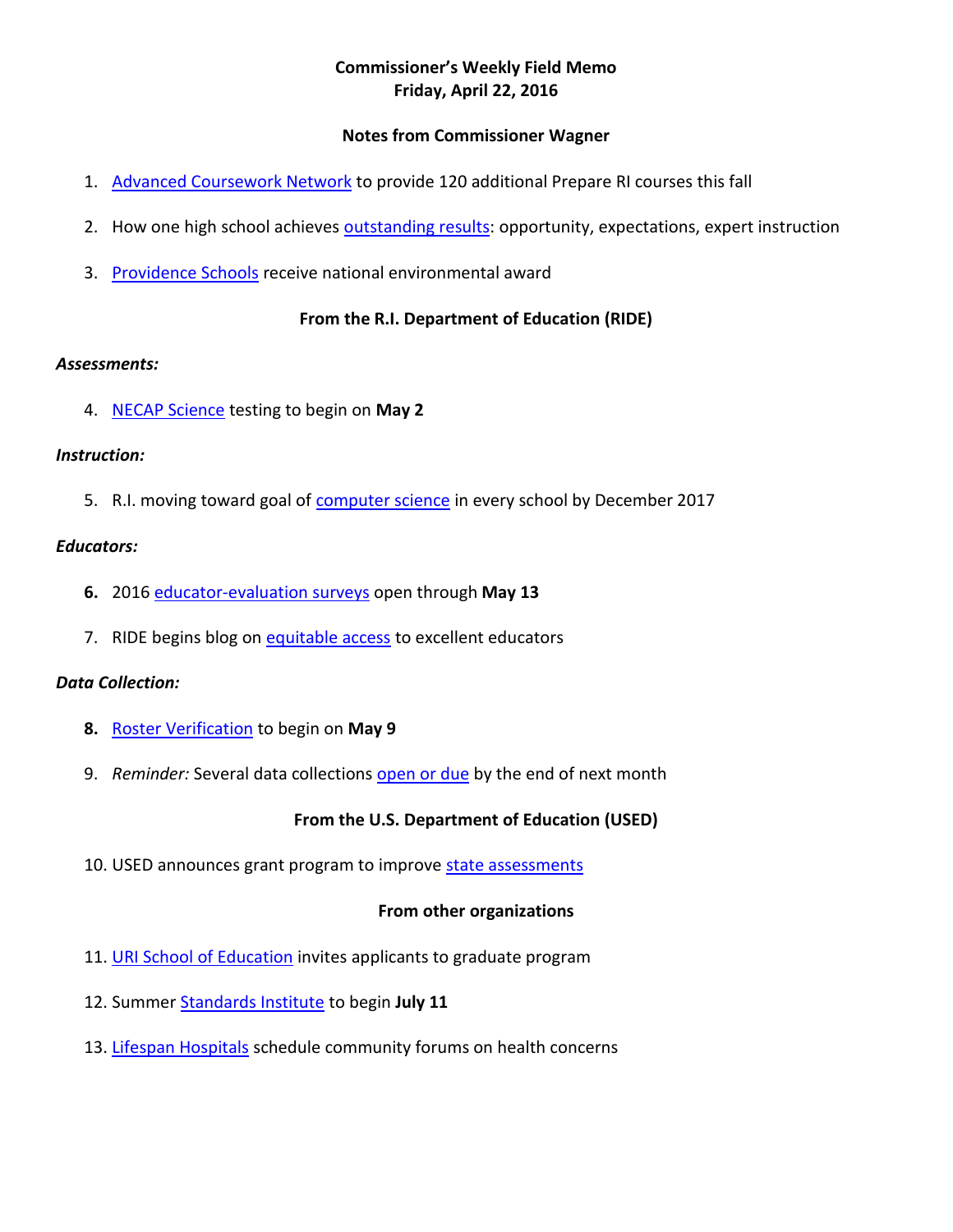# Commissioner's Weekly Field Memo
# Friday, April 22, 2016

## Notes from Commissioner Wagner

1. Advanced Coursework Network to provide 120 additional Prepare RI courses this fall
2. How one high school achieves outstanding results: opportunity, expectations, expert instruction
3. Providence Schools receive national environmental award

## From the R.I. Department of Education (RIDE)

### *Assessments:*

4. NECAP Science testing to begin on **May 2**

### *Instruction:*

5. R.I. moving toward goal of computer science in every school by December 2017

### *Educators:*

6. 2016 educator-evaluation surveys open through **May 13**
7. RIDE begins blog on equitable access to excellent educators

### *Data Collection:*

8. Roster Verification to begin on **May 9**
9. *Reminder:* Several data collections open or due by the end of next month

## From the U.S. Department of Education (USED)

10. USED announces grant program to improve state assessments

## From other organizations

11. URI School of Education invites applicants to graduate program
12. Summer Standards Institute to begin **July 11**
13. Lifespan Hospitals schedule community forums on health concerns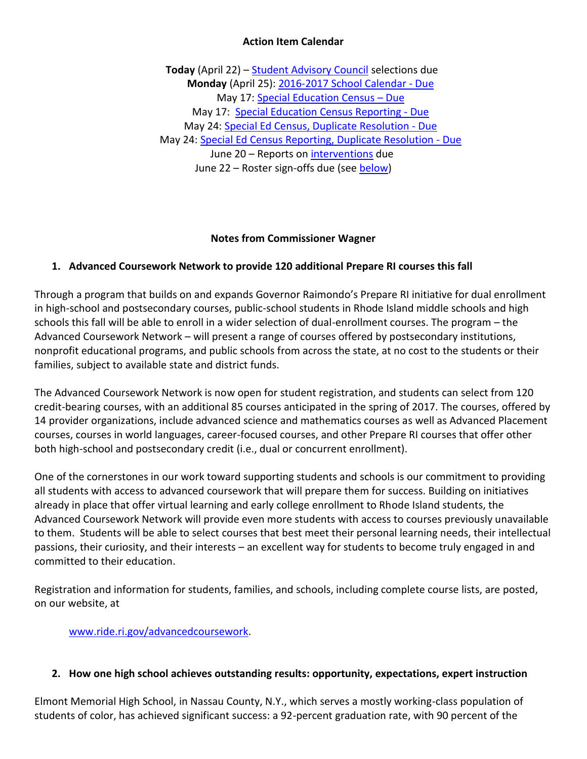**Action Item Calendar**

**Today** (April 22) – Student Advisory Council selections due
**Monday** (April 25): 2016-2017 School Calendar - Due
May 17: Special Education Census – Due
May 17: Special Education Census Reporting - Due
May 24: Special Ed Census, Duplicate Resolution - Due
May 24: Special Ed Census Reporting, Duplicate Resolution - Due
June 20 – Reports on interventions due
June 22 – Roster sign-offs due (see below)

**Notes from Commissioner Wagner**

1. **Advanced Coursework Network to provide 120 additional Prepare RI courses this fall**

Through a program that builds on and expands Governor Raimondo's Prepare RI initiative for dual enrollment in high-school and postsecondary courses, public-school students in Rhode Island middle schools and high schools this fall will be able to enroll in a wider selection of dual-enrollment courses. The program – the Advanced Coursework Network – will present a range of courses offered by postsecondary institutions, nonprofit educational programs, and public schools from across the state, at no cost to the students or their families, subject to available state and district funds.

The Advanced Coursework Network is now open for student registration, and students can select from 120 credit-bearing courses, with an additional 85 courses anticipated in the spring of 2017. The courses, offered by 14 provider organizations, include advanced science and mathematics courses as well as Advanced Placement courses, courses in world languages, career-focused courses, and other Prepare RI courses that offer other both high-school and postsecondary credit (i.e., dual or concurrent enrollment).

One of the cornerstones in our work toward supporting students and schools is our commitment to providing all students with access to advanced coursework that will prepare them for success. Building on initiatives already in place that offer virtual learning and early college enrollment to Rhode Island students, the Advanced Coursework Network will provide even more students with access to courses previously unavailable to them. Students will be able to select courses that best meet their personal learning needs, their intellectual passions, their curiosity, and their interests – an excellent way for students to become truly engaged in and committed to their education.

Registration and information for students, families, and schools, including complete course lists, are posted, on our website, at

www.ride.ri.gov/advancedcoursework.

2. **How one high school achieves outstanding results: opportunity, expectations, expert instruction**

Elmont Memorial High School, in Nassau County, N.Y., which serves a mostly working-class population of students of color, has achieved significant success: a 92-percent graduation rate, with 90 percent of the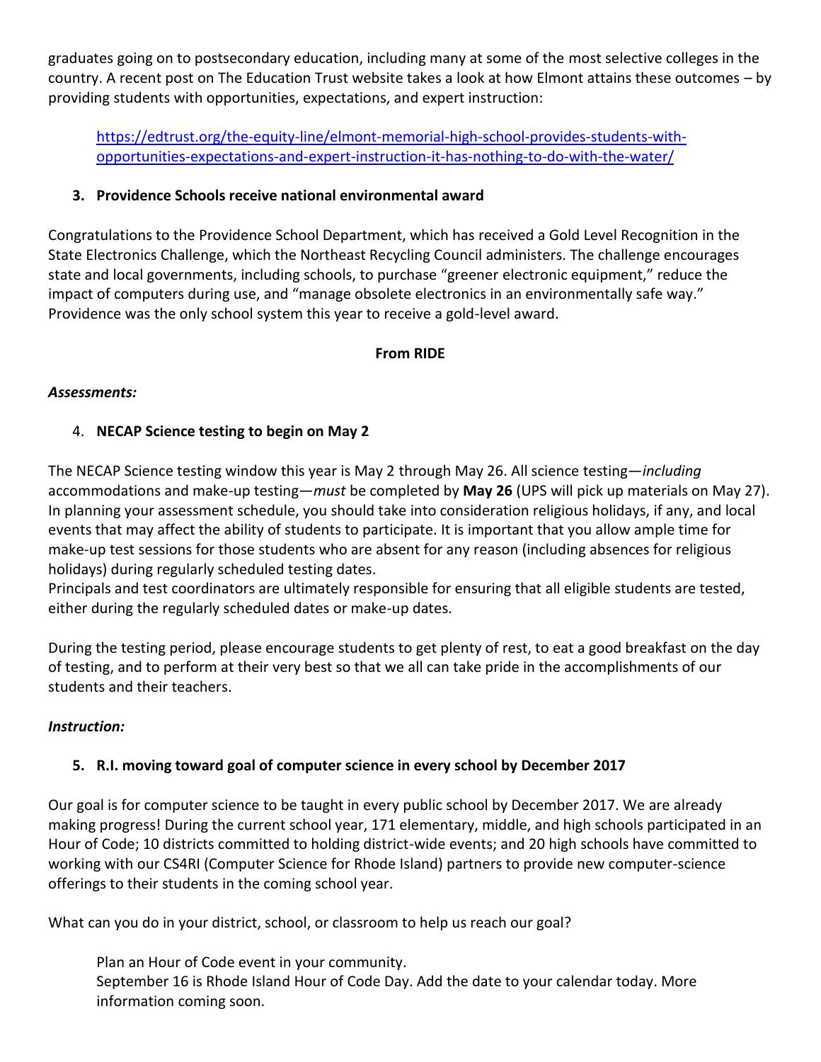graduates going on to postsecondary education, including many at some of the most selective colleges in the country. A recent post on The Education Trust website takes a look at how Elmont attains these outcomes – by providing students with opportunities, expectations, and expert instruction:

> [https://edtrust.org/the-equity-line/elmont-memorial-high-school-provides-students-with-opportunities-expectations-and-expert-instruction-it-has-nothing-to-do-with-the-water/](https://edtrust.org/the-equity-line/elmont-memorial-high-school-provides-students-with-opportunities-expectations-and-expert-instruction-it-has-nothing-to-do-with-the-water/)

### 3. Providence Schools receive national environmental award

Congratulations to the Providence School Department, which has received a Gold Level Recognition in the State Electronics Challenge, which the Northeast Recycling Council administers. The challenge encourages state and local governments, including schools, to purchase "greener electronic equipment," reduce the impact of computers during use, and "manage obsolete electronics in an environmentally safe way." Providence was the only school system this year to receive a gold-level award.

## From RIDE

***Assessments:***

### 4. NECAP Science testing to begin on May 2

The NECAP Science testing window this year is May 2 through May 26. All science testing—*including* accommodations and make-up testing—*must* be completed by **May 26** (UPS will pick up materials on May 27). In planning your assessment schedule, you should take into consideration religious holidays, if any, and local events that may affect the ability of students to participate. It is important that you allow ample time for make-up test sessions for those students who are absent for any reason (including absences for religious holidays) during regularly scheduled testing dates.
Principals and test coordinators are ultimately responsible for ensuring that all eligible students are tested, either during the regularly scheduled dates or make-up dates.

During the testing period, please encourage students to get plenty of rest, to eat a good breakfast on the day of testing, and to perform at their very best so that we all can take pride in the accomplishments of our students and their teachers.

***Instruction:***

### 5. R.I. moving toward goal of computer science in every school by December 2017

Our goal is for computer science to be taught in every public school by December 2017. We are already making progress! During the current school year, 171 elementary, middle, and high schools participated in an Hour of Code; 10 districts committed to holding district-wide events; and 20 high schools have committed to working with our CS4RI (Computer Science for Rhode Island) partners to provide new computer-science offerings to their students in the coming school year.

What can you do in your district, school, or classroom to help us reach our goal?

> Plan an Hour of Code event in your community.
> September 16 is Rhode Island Hour of Code Day. Add the date to your calendar today. More information coming soon.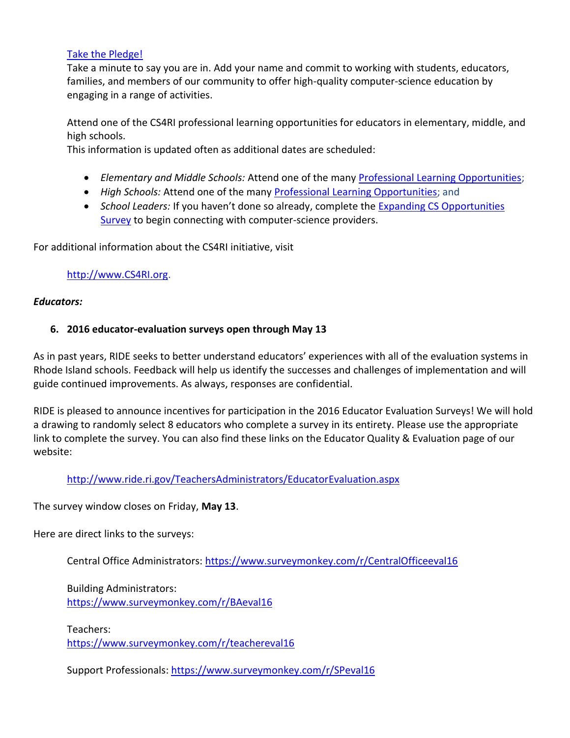Take the Pledge!

Take a minute to say you are in. Add your name and commit to working with students, educators, families, and members of our community to offer high-quality computer-science education by engaging in a range of activities.

Attend one of the CS4RI professional learning opportunities for educators in elementary, middle, and high schools.

This information is updated often as additional dates are scheduled:

- *Elementary and Middle Schools:* Attend one of the many Professional Learning Opportunities;
- *High Schools:* Attend one of the many Professional Learning Opportunities; and
- *School Leaders:* If you haven't done so already, complete the Expanding CS Opportunities Survey to begin connecting with computer-science providers.

For additional information about the CS4RI initiative, visit

http://www.CS4RI.org.

***Educators:***

**6. 2016 educator-evaluation surveys open through May 13**

As in past years, RIDE seeks to better understand educators' experiences with all of the evaluation systems in Rhode Island schools. Feedback will help us identify the successes and challenges of implementation and will guide continued improvements. As always, responses are confidential.

RIDE is pleased to announce incentives for participation in the 2016 Educator Evaluation Surveys! We will hold a drawing to randomly select 8 educators who complete a survey in its entirety. Please use the appropriate link to complete the survey. You can also find these links on the Educator Quality & Evaluation page of our website:

http://www.ride.ri.gov/TeachersAdministrators/EducatorEvaluation.aspx

The survey window closes on Friday, **May 13**.

Here are direct links to the surveys:

Central Office Administrators: https://www.surveymonkey.com/r/CentralOfficeeval16

Building Administrators:
https://www.surveymonkey.com/r/BAeval16

Teachers:
https://www.surveymonkey.com/r/teachereval16

Support Professionals: https://www.surveymonkey.com/r/SPeval16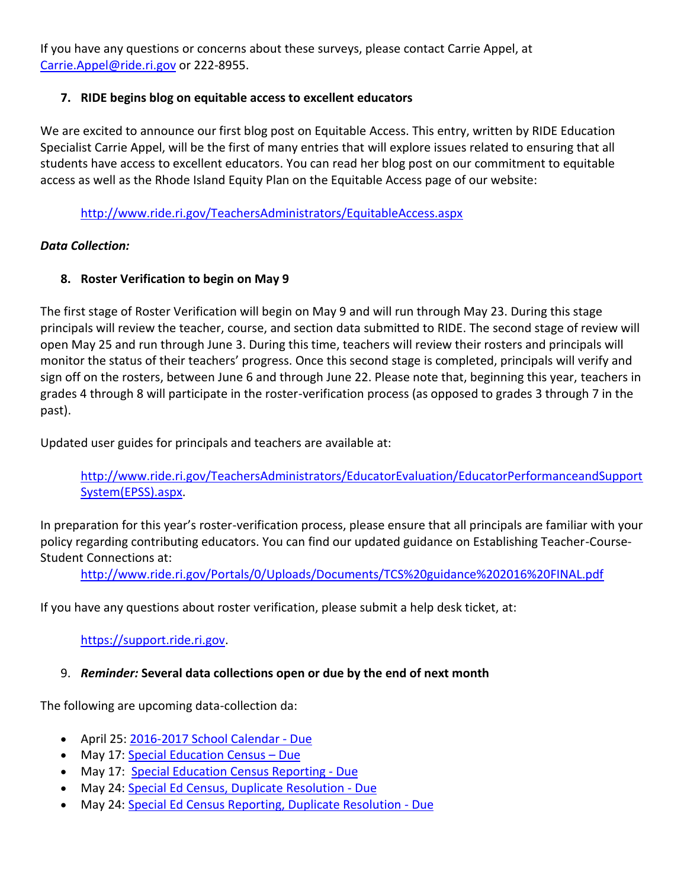If you have any questions or concerns about these surveys, please contact Carrie Appel, at Carrie.Appel@ride.ri.gov or 222-8955.

7. **RIDE begins blog on equitable access to excellent educators**

We are excited to announce our first blog post on Equitable Access. This entry, written by RIDE Education Specialist Carrie Appel, will be the first of many entries that will explore issues related to ensuring that all students have access to excellent educators. You can read her blog post on our commitment to equitable access as well as the Rhode Island Equity Plan on the Equitable Access page of our website:

http://www.ride.ri.gov/TeachersAdministrators/EquitableAccess.aspx

***Data Collection:***

8. **Roster Verification to begin on May 9**

The first stage of Roster Verification will begin on May 9 and will run through May 23. During this stage principals will review the teacher, course, and section data submitted to RIDE. The second stage of review will open May 25 and run through June 3. During this time, teachers will review their rosters and principals will monitor the status of their teachers' progress. Once this second stage is completed, principals will verify and sign off on the rosters, between June 6 and through June 22. Please note that, beginning this year, teachers in grades 4 through 8 will participate in the roster-verification process (as opposed to grades 3 through 7 in the past).

Updated user guides for principals and teachers are available at:

http://www.ride.ri.gov/TeachersAdministrators/EducatorEvaluation/EducatorPerformanceandSupportSystem(EPSS).aspx.

In preparation for this year's roster-verification process, please ensure that all principals are familiar with your policy regarding contributing educators. You can find our updated guidance on Establishing Teacher-Course-Student Connections at:

http://www.ride.ri.gov/Portals/0/Uploads/Documents/TCS%20guidance%202016%20FINAL.pdf

If you have any questions about roster verification, please submit a help desk ticket, at:

https://support.ride.ri.gov.

9. ***Reminder:*** **Several data collections open or due by the end of next month**

The following are upcoming data-collection da:

- April 25: 2016-2017 School Calendar - Due
- May 17: Special Education Census – Due
- May 17: Special Education Census Reporting - Due
- May 24: Special Ed Census, Duplicate Resolution - Due
- May 24: Special Ed Census Reporting, Duplicate Resolution - Due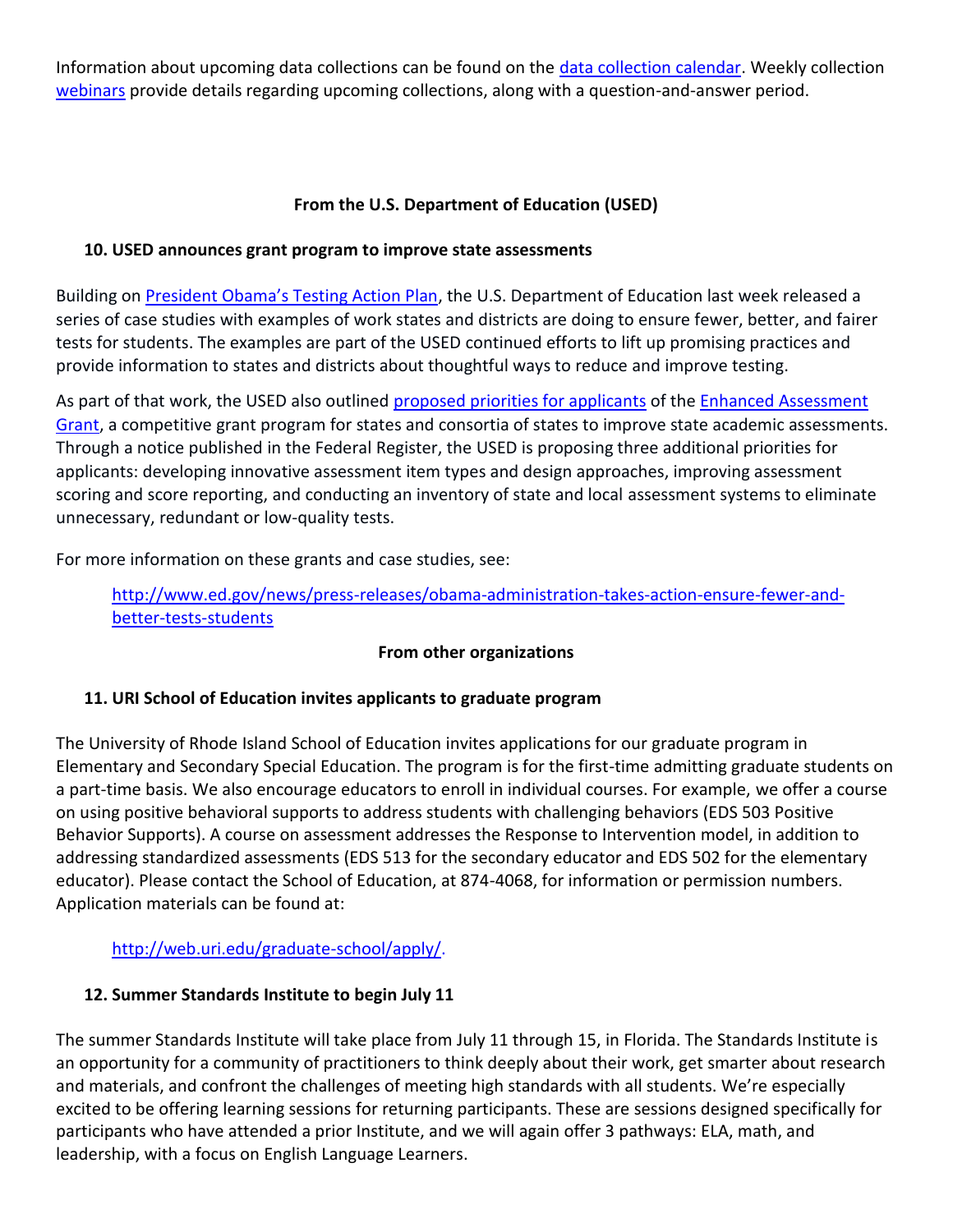Information about upcoming data collections can be found on the data collection calendar. Weekly collection webinars provide details regarding upcoming collections, along with a question-and-answer period.

## From the U.S. Department of Education (USED)

### 10. USED announces grant program to improve state assessments

Building on President Obama's Testing Action Plan, the U.S. Department of Education last week released a series of case studies with examples of work states and districts are doing to ensure fewer, better, and fairer tests for students. The examples are part of the USED continued efforts to lift up promising practices and provide information to states and districts about thoughtful ways to reduce and improve testing.

As part of that work, the USED also outlined proposed priorities for applicants of the Enhanced Assessment Grant, a competitive grant program for states and consortia of states to improve state academic assessments. Through a notice published in the Federal Register, the USED is proposing three additional priorities for applicants: developing innovative assessment item types and design approaches, improving assessment scoring and score reporting, and conducting an inventory of state and local assessment systems to eliminate unnecessary, redundant or low-quality tests.

For more information on these grants and case studies, see:

> http://www.ed.gov/news/press-releases/obama-administration-takes-action-ensure-fewer-and-better-tests-students

## From other organizations

### 11. URI School of Education invites applicants to graduate program

The University of Rhode Island School of Education invites applications for our graduate program in Elementary and Secondary Special Education. The program is for the first-time admitting graduate students on a part-time basis. We also encourage educators to enroll in individual courses. For example, we offer a course on using positive behavioral supports to address students with challenging behaviors (EDS 503 Positive Behavior Supports). A course on assessment addresses the Response to Intervention model, in addition to addressing standardized assessments (EDS 513 for the secondary educator and EDS 502 for the elementary educator). Please contact the School of Education, at 874-4068, for information or permission numbers. Application materials can be found at:

> http://web.uri.edu/graduate-school/apply/.

### 12. Summer Standards Institute to begin July 11

The summer Standards Institute will take place from July 11 through 15, in Florida. The Standards Institute is an opportunity for a community of practitioners to think deeply about their work, get smarter about research and materials, and confront the challenges of meeting high standards with all students. We're especially excited to be offering learning sessions for returning participants. These are sessions designed specifically for participants who have attended a prior Institute, and we will again offer 3 pathways: ELA, math, and leadership, with a focus on English Language Learners.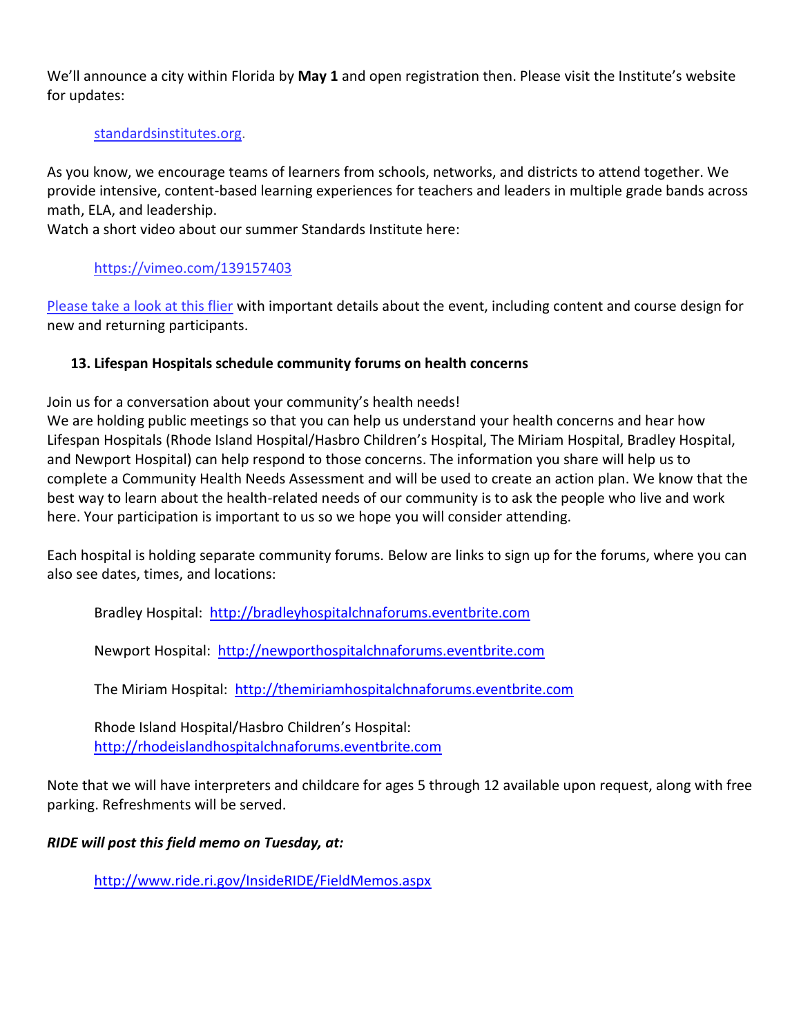We'll announce a city within Florida by **May 1** and open registration then. Please visit the Institute's website for updates:

[standardsinstitutes.org](standardsinstitutes.org).

As you know, we encourage teams of learners from schools, networks, and districts to attend together. We provide intensive, content-based learning experiences for teachers and leaders in multiple grade bands across math, ELA, and leadership.
Watch a short video about our summer Standards Institute here:

https://vimeo.com/139157403

Please take a look at this flier with important details about the event, including content and course design for new and returning participants.

### 13. Lifespan Hospitals schedule community forums on health concerns

Join us for a conversation about your community's health needs!
We are holding public meetings so that you can help us understand your health concerns and hear how Lifespan Hospitals (Rhode Island Hospital/Hasbro Children's Hospital, The Miriam Hospital, Bradley Hospital, and Newport Hospital) can help respond to those concerns. The information you share will help us to complete a Community Health Needs Assessment and will be used to create an action plan. We know that the best way to learn about the health-related needs of our community is to ask the people who live and work here. Your participation is important to us so we hope you will consider attending.

Each hospital is holding separate community forums. Below are links to sign up for the forums, where you can also see dates, times, and locations:

Bradley Hospital: http://bradleyhospitalchnaforums.eventbrite.com

Newport Hospital: http://newporthospitalchnaforums.eventbrite.com

The Miriam Hospital: http://themiriamhospitalchnaforums.eventbrite.com

Rhode Island Hospital/Hasbro Children's Hospital:
http://rhodeislandhospitalchnaforums.eventbrite.com

Note that we will have interpreters and childcare for ages 5 through 12 available upon request, along with free parking. Refreshments will be served.

***RIDE will post this field memo on Tuesday, at:***

http://www.ride.ri.gov/InsideRIDE/FieldMemos.aspx